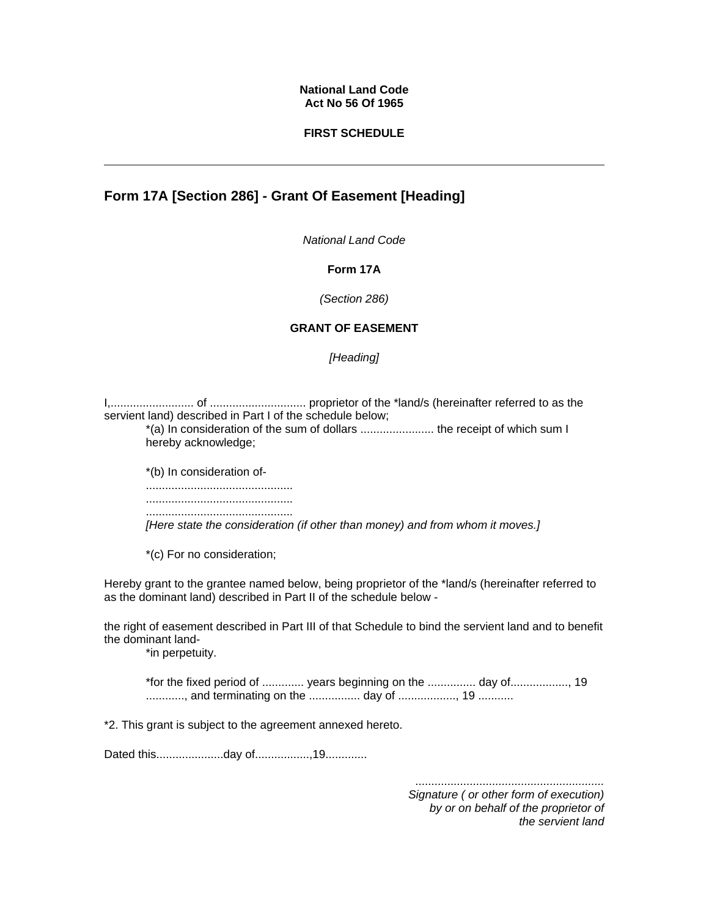**National Land Code**
**Act No 56 Of 1965**

**FIRST SCHEDULE**

---

## Form 17A [Section 286] - Grant Of Easement [Heading]

*National Land Code*

**Form 17A**

*(Section 286)*

**GRANT OF EASEMENT**

*[Heading]*

I,.......................... of ............................. proprietor of the *land/s (hereinafter referred to as the servient land) described in Part I of the schedule below;

> *(a) In consideration of the sum of dollars ...................... the receipt of which sum I hereby acknowledge;
>
> *(b) In consideration of-
> .............................................
> .............................................
> .............................................
> *[Here state the consideration (if other than money) and from whom it moves.]*
>
> *(c) For no consideration;

Hereby grant to the grantee named below, being proprietor of the *land/s (hereinafter referred to as the dominant land) described in Part II of the schedule below -

the right of easement described in Part III of that Schedule to bind the servient land and to benefit the dominant land-

> *in perpetuity.
>
> *for the fixed period of ............. years beginning on the ............... day of.................., 19 ............, and terminating on the ................ day of .................., 19 ...........

*2. This grant is subject to the agreement annexed hereto.

Dated this....................day of.................,19.............

..........................................................
*Signature ( or other form of execution) by or on behalf of the proprietor of the servient land*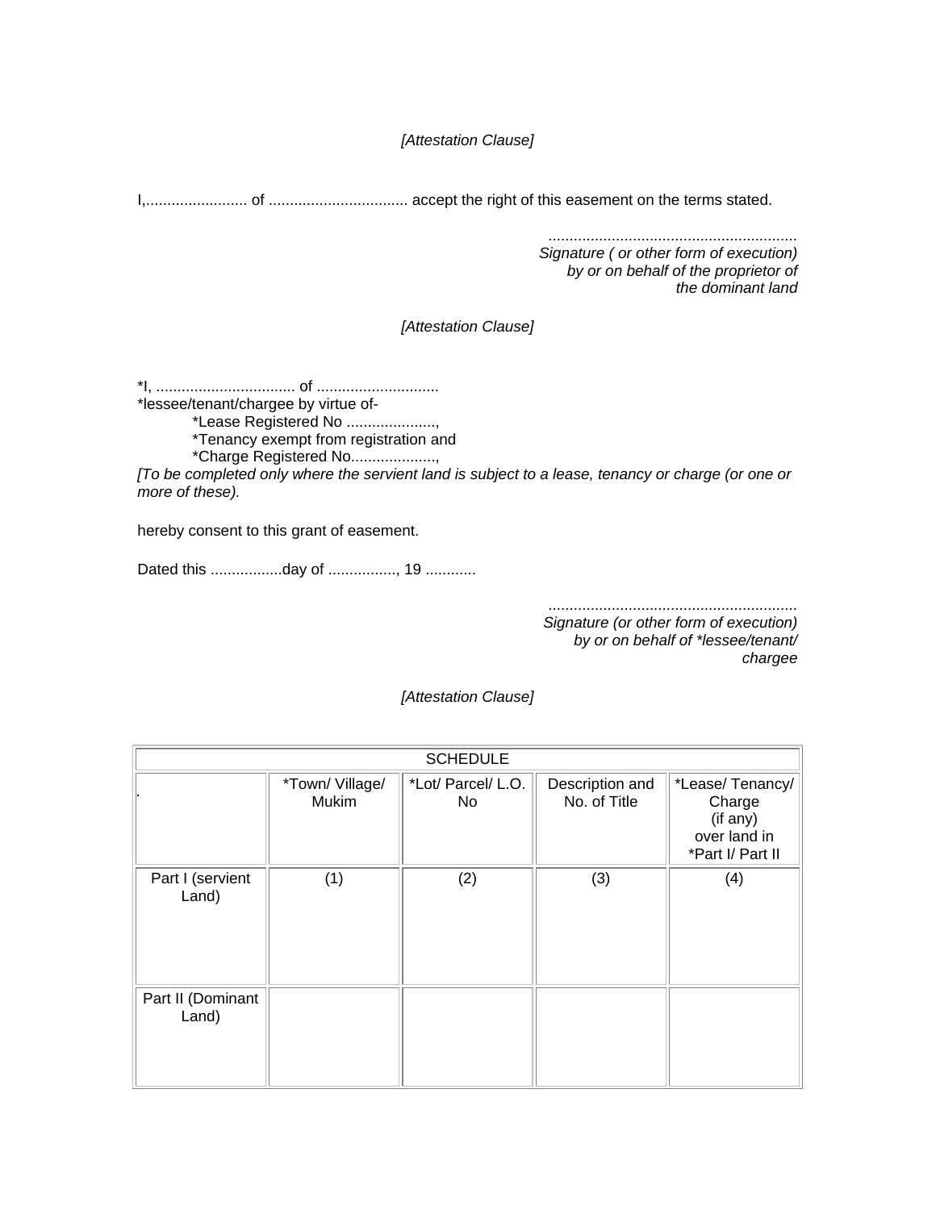*[Attestation Clause]*

I,........................ of ................................. accept the right of this easement on the terms stated.

*..........................................................*
*Signature ( or other form of execution) by or on behalf of the proprietor of the dominant land*

*[Attestation Clause]*

*I, ................................. of ............................
*lessee/tenant/chargee by virtue of-

*Lease Registered No .....................,
*Tenancy exempt from registration and
*Charge Registered No....................,

*[To be completed only where the servient land is subject to a lease, tenancy or charge (or one or more of these).*

hereby consent to this grant of easement.

Dated this .................day of ................, 19 ............

*..........................................................*
*Signature (or other form of execution) by or on behalf of *lessee/tenant/ chargee*

*[Attestation Clause]*

| SCHEDULE | | | | |
|---|---|---|---|---|
| . | *Town/ Village/ Mukim | *Lot/ Parcel/ L.O. No | Description and No. of Title | *Lease/ Tenancy/ Charge (if any) over land in *Part I/ Part II |
| Part I (servient Land) | (1) | (2) | (3) | (4) |
| Part II (Dominant Land) | | | | |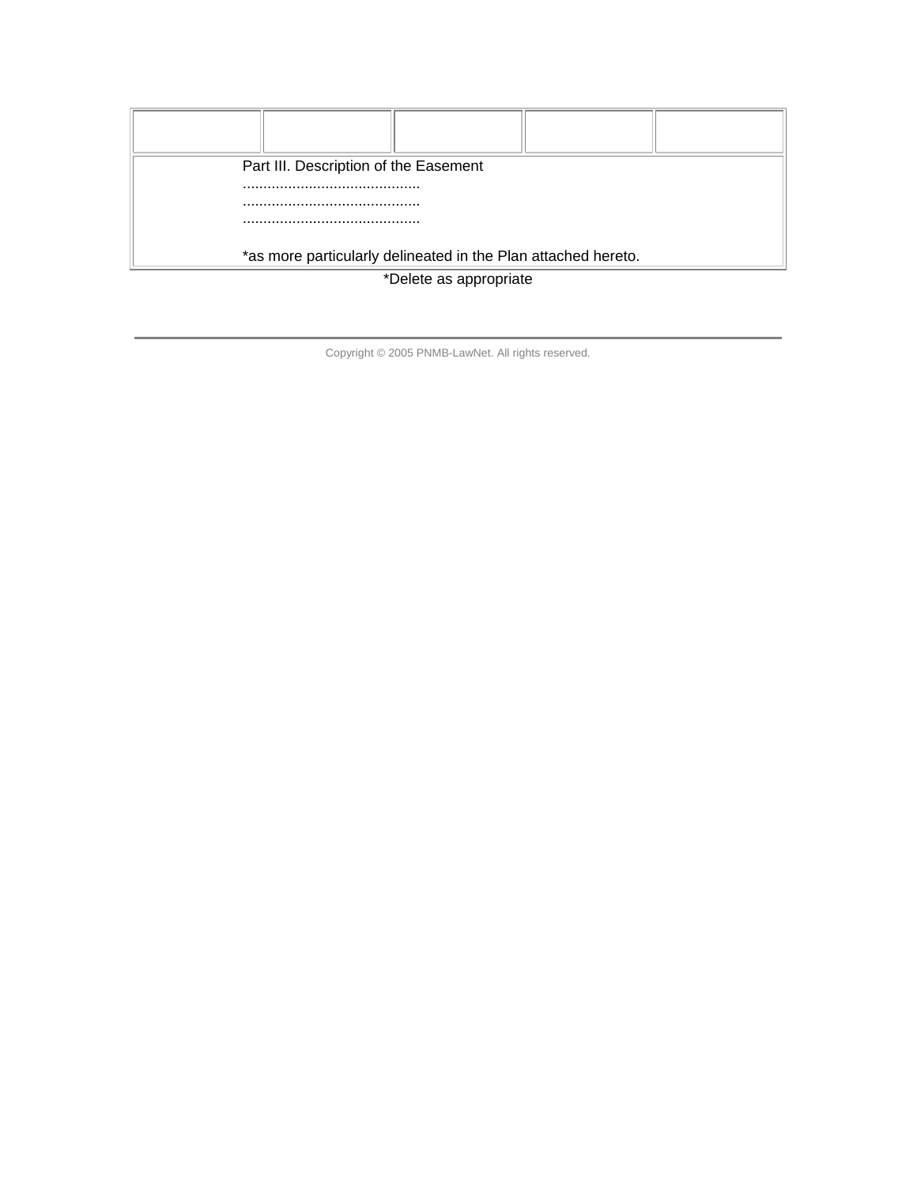| | | | | |
|---|---|---|---|---|
| | | | | |

Part III. Description of the Easement
...........................................
...........................................
...........................................

*as more particularly delineated in the Plan attached hereto.

*Delete as appropriate

Copyright © 2005 PNMB-LawNet. All rights reserved.